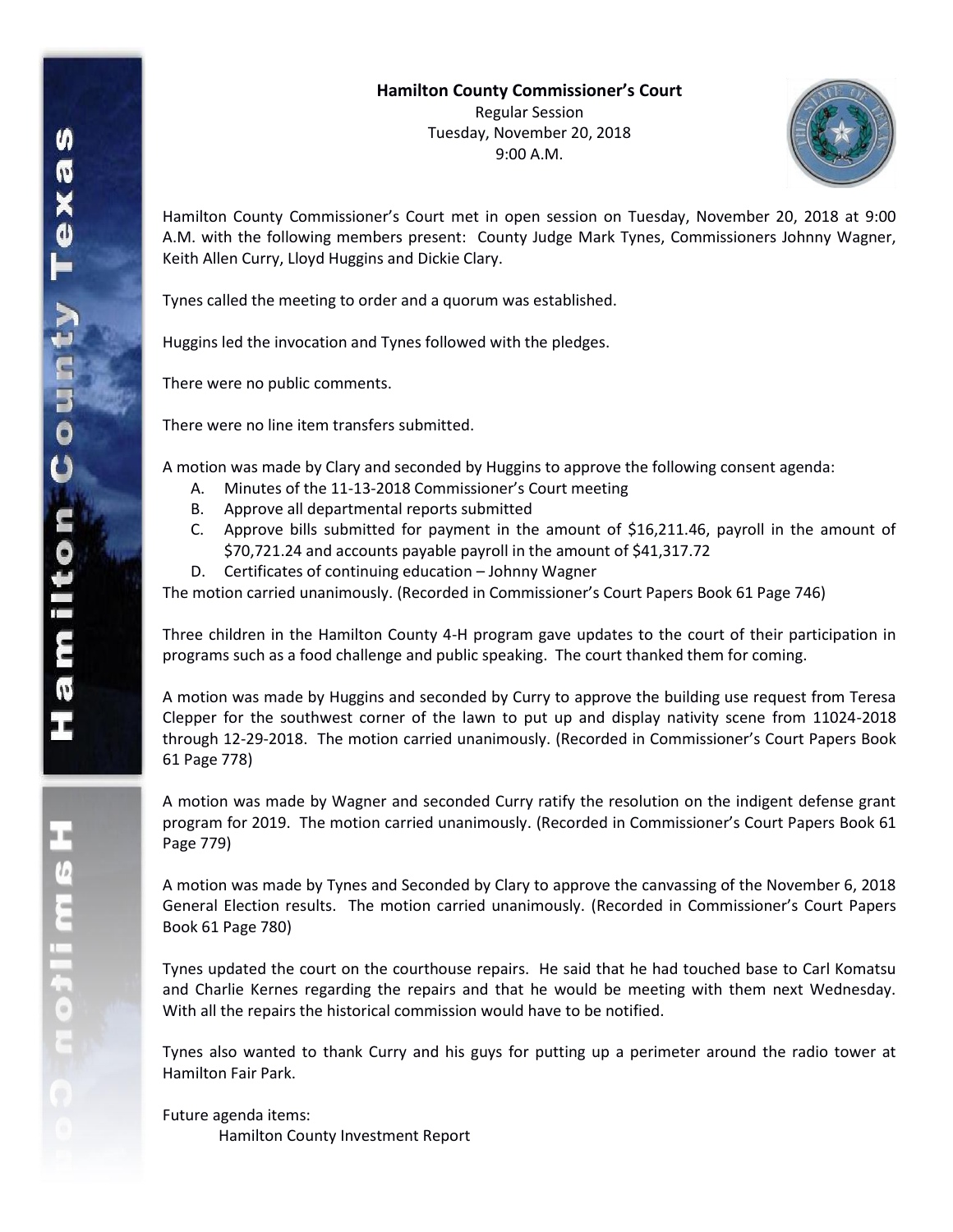**Hamilton County Commissioner's Court**

Regular Session
Tuesday, November 20, 2018
9:00 A.M.

Hamilton County Commissioner's Court met in open session on Tuesday, November 20, 2018 at 9:00 A.M. with the following members present: County Judge Mark Tynes, Commissioners Johnny Wagner, Keith Allen Curry, Lloyd Huggins and Dickie Clary.

Tynes called the meeting to order and a quorum was established.

Huggins led the invocation and Tynes followed with the pledges.

There were no public comments.

There were no line item transfers submitted.

A motion was made by Clary and seconded by Huggins to approve the following consent agenda:

A. Minutes of the 11-13-2018 Commissioner's Court meeting
B. Approve all departmental reports submitted
C. Approve bills submitted for payment in the amount of $16,211.46, payroll in the amount of $70,721.24 and accounts payable payroll in the amount of $41,317.72
D. Certificates of continuing education – Johnny Wagner

The motion carried unanimously. (Recorded in Commissioner's Court Papers Book 61 Page 746)

Three children in the Hamilton County 4-H program gave updates to the court of their participation in programs such as a food challenge and public speaking. The court thanked them for coming.

A motion was made by Huggins and seconded by Curry to approve the building use request from Teresa Clepper for the southwest corner of the lawn to put up and display nativity scene from 11024-2018 through 12-29-2018. The motion carried unanimously. (Recorded in Commissioner's Court Papers Book 61 Page 778)

A motion was made by Wagner and seconded Curry ratify the resolution on the indigent defense grant program for 2019. The motion carried unanimously. (Recorded in Commissioner's Court Papers Book 61 Page 779)

A motion was made by Tynes and Seconded by Clary to approve the canvassing of the November 6, 2018 General Election results. The motion carried unanimously. (Recorded in Commissioner's Court Papers Book 61 Page 780)

Tynes updated the court on the courthouse repairs. He said that he had touched base to Carl Komatsu and Charlie Kernes regarding the repairs and that he would be meeting with them next Wednesday. With all the repairs the historical commission would have to be notified.

Tynes also wanted to thank Curry and his guys for putting up a perimeter around the radio tower at Hamilton Fair Park.

Future agenda items:

Hamilton County Investment Report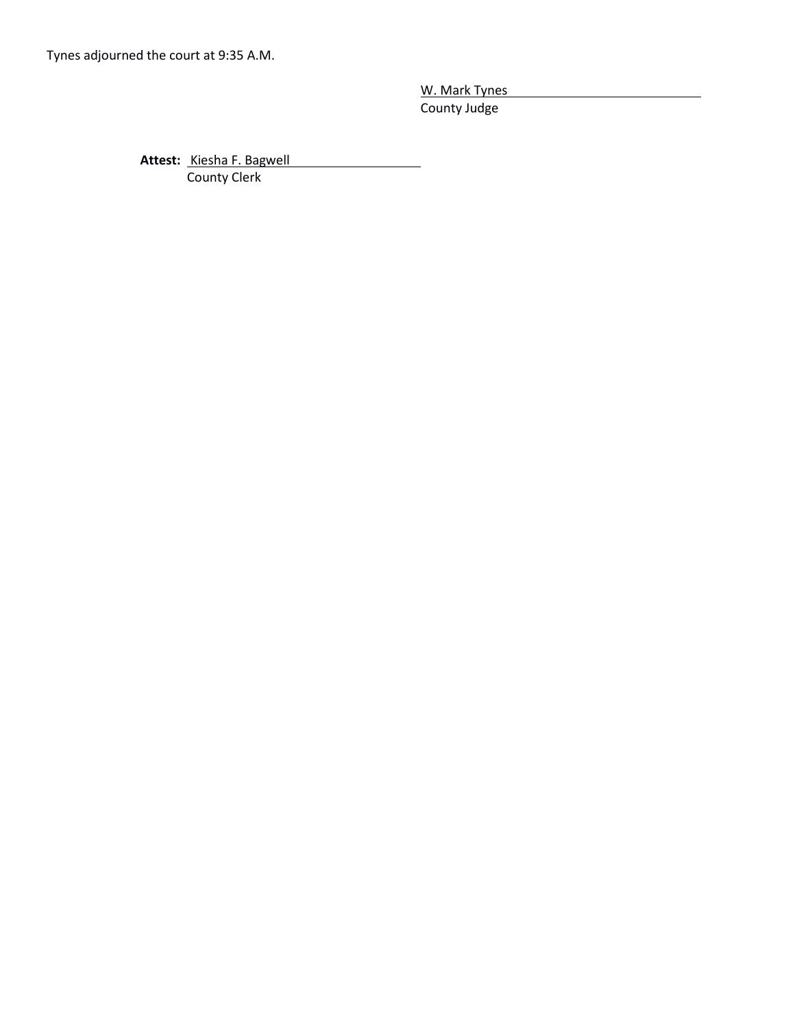Tynes adjourned the court at 9:35 A.M.

W. Mark Tynes
County Judge

**Attest:** Kiesha F. Bagwell
County Clerk